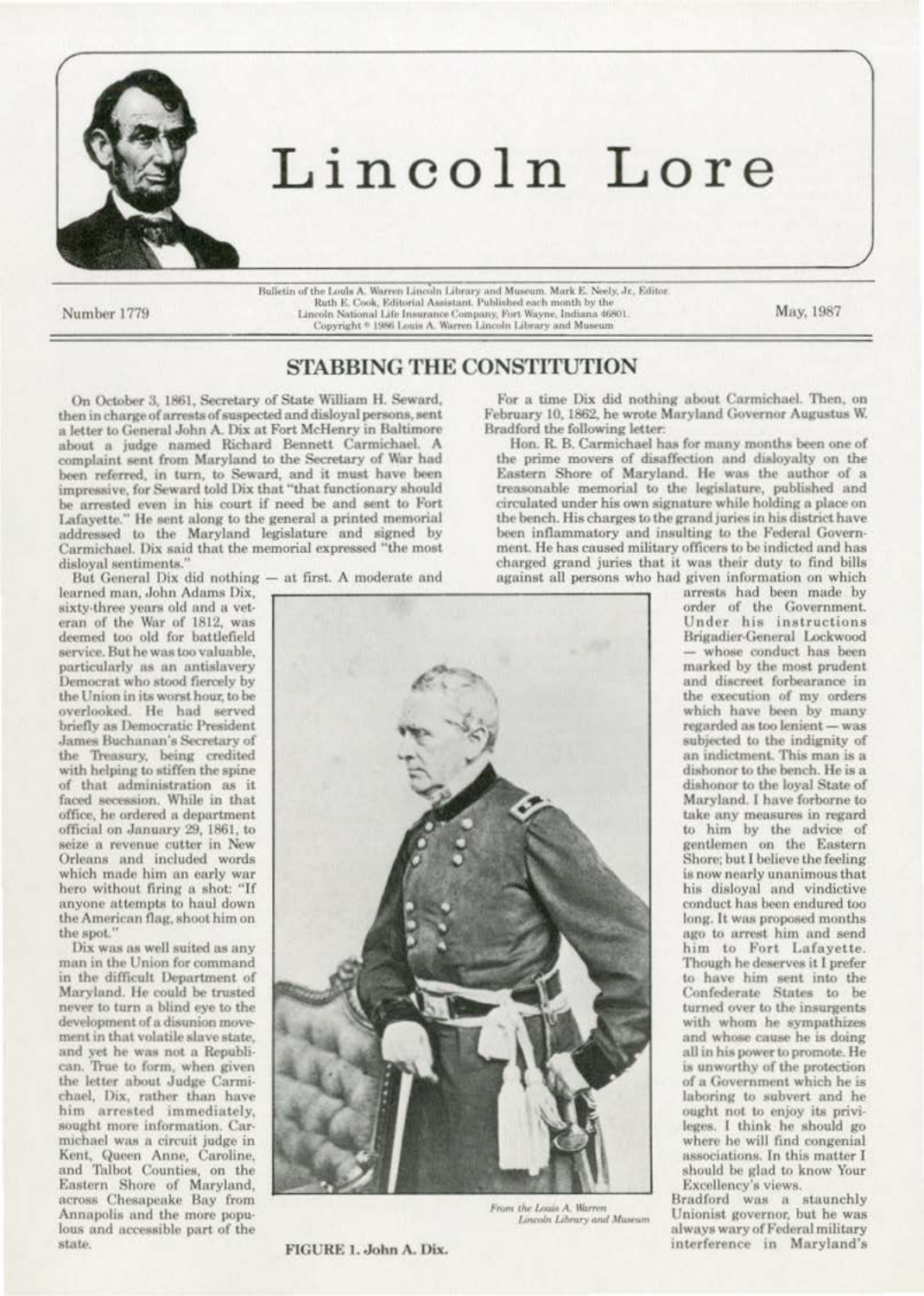# Lincoln Lore

Number 1779

Bulletin of the Louis A. Warren Lincoln Library and Museum. Mark E. Neely, Jr., Editor. Ruth E. Cook, Editorial Assistant. Published each month by the Lincoln National Life Insurance Company, Fort Wayne, Indiana 46801. Copyright © 1986 Louis A. Warren Lincoln Library and Museum

May, 1987

## STABBING THE CONSTITUTION

On October 3, 1861, Secretary of State William H. Seward, then in charge of arrests of suspected and disloyal persons, sent a letter to General John A. Dix at Fort McHenry in Baltimore about a judge named Richard Bennett Carmichael. A complaint sent from Maryland to the Secretary of War had been referred, in turn, to Seward, and it must have been impressive, for Seward told Dix that "that functionary should be arrested even in his court if need be and sent to Fort Lafayette." He sent along to the general a printed memorial addressed to the Maryland legislature and signed by Carmichael. Dix said that the memorial expressed "the most disloyal sentiments."

But General Dix did nothing — at first. A moderate and learned man, John Adams Dix, sixty-three years old and a veteran of the War of 1812, was deemed too old for battlefield service. But he was too valuable, particularly as an antislavery Democrat who stood fiercely by the Union in its worst hour, to be overlooked. He had served briefly as Democratic President James Buchanan's Secretary of the Treasury, being credited with helping to stiffen the spine of that administration as it faced secession. While in that office, he ordered a department official on January 29, 1861, to seize a revenue cutter in New Orleans and included words which made him an early war hero without firing a shot: "If anyone attempts to haul down the American flag, shoot him on the spot."

Dix was as well suited as any man in the Union for command in the difficult Department of Maryland. He could be trusted never to turn a blind eye to the development of a disunion movement in that volatile slave state, and yet he was not a Republican. True to form, when given the letter about Judge Carmichael, Dix, rather than have him arrested immediately, sought more information. Carmichael was a circuit judge in Kent, Queen Anne, Caroline, and Talbot Counties, on the Eastern Shore of Maryland, across Chesapeake Bay from Annapolis and the more populous and accessible part of the state.

*From the Louis A. Warren Lincoln Library and Museum*

FIGURE 1. John A. Dix.

For a time Dix did nothing about Carmichael. Then, on February 10, 1862, he wrote Maryland Governor Augustus W. Bradford the following letter:

Hon. R. B. Carmichael has for many months been one of the prime movers of disaffection and disloyalty on the Eastern Shore of Maryland. He was the author of a treasonable memorial to the legislature, published and circulated under his own signature while holding a place on the bench. His charges to the grand juries in his district have been inflammatory and insulting to the Federal Government. He has caused military officers to be indicted and has charged grand juries that it was their duty to find bills against all persons who had given information on which arrests had been made by order of the Government. Under his instructions Brigadier-General Lockwood — whose conduct has been marked by the most prudent and discreet forbearance in the execution of my orders which have been by many regarded as too lenient — was subjected to the indignity of an indictment. This man is a dishonor to the bench. He is a dishonor to the loyal State of Maryland. I have forborne to take any measures in regard to him by the advice of gentlemen on the Eastern Shore; but I believe the feeling is now nearly unanimous that his disloyal and vindictive conduct has been endured too long. It was proposed months ago to arrest him and send him to Fort Lafayette. Though he deserves it I prefer to have him sent into the Confederate States to be turned over to the insurgents with whom he sympathizes and whose cause he is doing all in his power to promote. He is unworthy of the protection of a Government which he is laboring to subvert and he ought not to enjoy its privileges. I think he should go where he will find congenial associations. In this matter I should be glad to know Your Excellency's views.

Bradford was a staunchly Unionist governor, but he was always wary of Federal military interference in Maryland's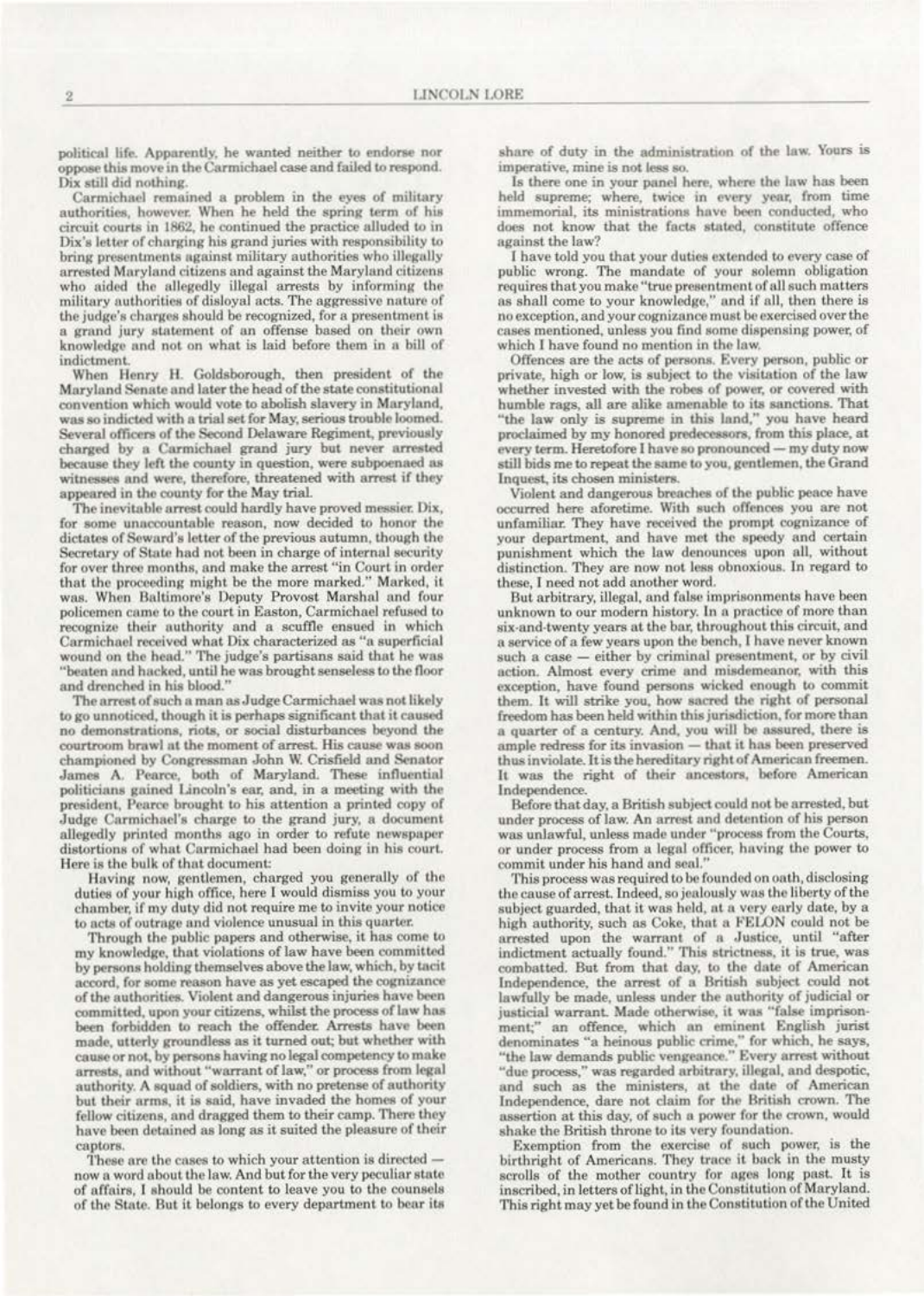political life. Apparently, he wanted neither to endorse nor oppose this move in the Carmichael case and failed to respond. Dix still did nothing.

Carmichael remained a problem in the eyes of military authorities, however. When he held the spring term of his circuit courts in 1862, he continued the practice alluded to in Dix's letter of charging his grand juries with responsibility to bring presentments against military authorities who illegally arrested Maryland citizens and against the Maryland citizens who aided the allegedly illegal arrests by informing the military authorities of disloyal acts. The aggressive nature of the judge's charges should be recognized, for a presentment is a grand jury statement of an offense based on their own knowledge and not on what is laid before them in a bill of indictment.

When Henry H. Goldsborough, then president of the Maryland Senate and later the head of the state constitutional convention which would vote to abolish slavery in Maryland, was so indicted with a trial set for May, serious trouble loomed. Several officers of the Second Delaware Regiment, previously charged by a Carmichael grand jury but never arrested because they left the county in question, were subpoenaed as witnesses and were, therefore, threatened with arrest if they appeared in the county for the May trial.

The inevitable arrest could hardly have proved messier. Dix, for some unaccountable reason, now decided to honor the dictates of Seward's letter of the previous autumn, though the Secretary of State had not been in charge of internal security for over three months, and make the arrest "in Court in order that the proceeding might be the more marked." Marked, it was. When Baltimore's Deputy Provost Marshal and four policemen came to the court in Easton, Carmichael refused to recognize their authority and a scuffle ensued in which Carmichael received what Dix characterized as "a superficial wound on the head." The judge's partisans said that he was "beaten and hacked, until he was brought senseless to the floor and drenched in his blood."

The arrest of such a man as Judge Carmichael was not likely to go unnoticed, though it is perhaps significant that it caused no demonstrations, riots, or social disturbances beyond the courtroom brawl at the moment of arrest. His cause was soon championed by Congressman John W. Crisfield and Senator James A. Pearce, both of Maryland. These influential politicians gained Lincoln's ear, and, in a meeting with the president, Pearce brought to his attention a printed copy of Judge Carmichael's charge to the grand jury, a document allegedly printed months ago in order to refute newspaper distortions of what Carmichael had been doing in his court. Here is the bulk of that document:

> Having now, gentlemen, charged you generally of the duties of your high office, here I would dismiss you to your chamber, if my duty did not require me to invite your notice to acts of outrage and violence unusual in this quarter.
>
> Through the public papers and otherwise, it has come to my knowledge, that violations of law have been committed by persons holding themselves above the law, which, by tacit accord, for some reason have as yet escaped the cognizance of the authorities. Violent and dangerous injuries have been committed, upon your citizens, whilst the process of law has been forbidden to reach the offender. Arrests have been made, utterly groundless as it turned out; but whether with cause or not, by persons having no legal competency to make arrests, and without "warrant of law," or process from legal authority. A squad of soldiers, with no pretense of authority but their arms, it is said, have invaded the homes of your fellow citizens, and dragged them to their camp. There they have been detained as long as it suited the pleasure of their captors.
>
> These are the cases to which your attention is directed — now a word about the law. And but for the very peculiar state of affairs, I should be content to leave you to the counsels of the State. But it belongs to every department to bear its share of duty in the administration of the law. Yours is imperative, mine is not less so.
>
> Is there one in your panel here, where the law has been held supreme; where, twice in every year, from time immemorial, its ministrations have been conducted, who does not know that the facts stated, constitute offence against the law?
>
> I have told you that your duties extended to every case of public wrong. The mandate of your solemn obligation requires that you make "true presentment of all such matters as shall come to your knowledge," and if all, then there is no exception, and your cognizance must be exercised over the cases mentioned, unless you find some dispensing power, of which I have found no mention in the law.
>
> Offences are the acts of persons. Every person, public or private, high or low, is subject to the visitation of the law whether invested with the robes of power, or covered with humble rags, all are alike amenable to its sanctions. That "the law only is supreme in this land," you have heard proclaimed by my honored predecessors, from this place, at every term. Heretofore I have so pronounced — my duty now still bids me to repeat the same to you, gentlemen, the Grand Inquest, its chosen ministers.
>
> Violent and dangerous breaches of the public peace have occurred here aforetime. With such offences you are not unfamiliar. They have received the prompt cognizance of your department, and have met the speedy and certain punishment which the law denounces upon all, without distinction. They are now not less obnoxious. In regard to these, I need not add another word.
>
> But arbitrary, illegal, and false imprisonments have been unknown to our modern history. In a practice of more than six-and-twenty years at the bar, throughout this circuit, and a service of a few years upon the bench, I have never known such a case — either by criminal presentment, or by civil action. Almost every crime and misdemeanor, with this exception, have found persons wicked enough to commit them. It will strike you, how sacred the right of personal freedom has been held within this jurisdiction, for more than a quarter of a century. And, you will be assured, there is ample redress for its invasion — that it has been preserved thus inviolate. It is the hereditary right of American freemen. It was the right of their ancestors, before American Independence.
>
> Before that day, a British subject could not be arrested, but under process of law. An arrest and detention of his person was unlawful, unless made under "process from the Courts, or under process from a legal officer, having the power to commit under his hand and seal."
>
> This process was required to be founded on oath, disclosing the cause of arrest. Indeed, so jealously was the liberty of the subject guarded, that it was held, at a very early date, by a high authority, such as Coke, that a FELON could not be arrested upon the warrant of a Justice, until "after indictment actually found." This strictness, it is true, was combatted. But from that day, to the date of American Independence, the arrest of a British subject could not lawfully be made, unless under the authority of judicial or justicial warrant. Made otherwise, it was "false imprisonment;" an offence, which an eminent English jurist denominates "a heinous public crime," for which, he says, "the law demands public vengeance." Every arrest without "due process," was regarded arbitrary, illegal, and despotic, and such as the ministers, at the date of American Independence, dare not claim for the British crown. The assertion at this day, of such a power for the crown, would shake the British throne to its very foundation.
>
> Exemption from the exercise of such power, is the birthright of Americans. They trace it back in the musty scrolls of the mother country for ages long past. It is inscribed, in letters of light, in the Constitution of Maryland. This right may yet be found in the Constitution of the United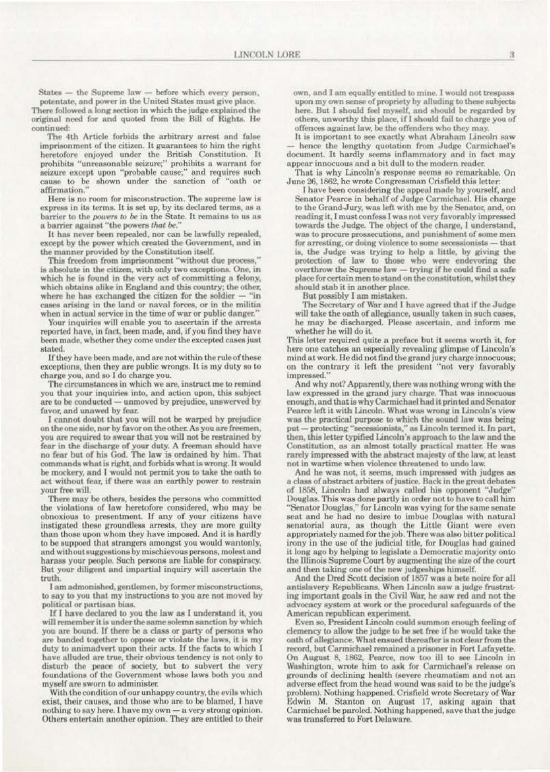States — the Supreme law — before which every person, potentate, and power in the United States must give place.

There followed a long section in which the judge explained the original need for and quoted from the Bill of Rights. He continued:

The 4th Article forbids the arbitrary arrest and false imprisonment of the citizen. It guarantees to him the right heretofore enjoyed under the British Constitution. It prohibits "unreasonable seizure;" prohibits a warrant for seizure except upon "probable cause;" and requires such cause to be shown under the sanction of "oath or affirmation."

Here is no room for misconstruction. The supreme law is express in its terms. It is set up, by its declared terms, as a barrier to the *powers to be* in the State. It remains to us as a barrier against "the powers *that be*."

It has never been repealed, nor can be lawfully repealed, except by the power which created the Government, and in the manner provided by the Constitution itself.

This freedom from imprisonment "without due process," is absolute in the citizen, with only two exceptions. One, in which he is found in the very act of committing a felony, which obtains alike in England and this country; the other, where he has exchanged the citizen for the soldier — "in cases arising in the land or naval forces, or in the militia when in actual service in the time of war or public danger."

Your inquiries will enable you to ascertain if the arrests reported have, in fact, been made, and, if you find they have been made, whether they come under the excepted cases just stated.

If they have been made, and are not within the rule of these exceptions, then they are public wrongs. It is my duty so to charge you, and so I do charge you.

The circumstances in which we are, instruct me to remind you that your inquiries into, and action upon, this subject are to be conducted — unmoved by prejudice, unswerved by favor, and unawed by fear.

I cannot doubt that you will not be warped by prejudice on the one side, nor by favor on the other. As you are freemen, you are required to swear that you will not be restrained by fear in the discharge of your duty. A freeman should have no fear but of his God. The law is ordained by him. That commands what is right, and forbids what is wrong. It would be mockery, and I would not permit you to take the oath to act without fear, if there was an earthly power to restrain your free will.

There may be others, besides the persons who committed the violations of law heretofore considered, who may be obnoxious to presentment. If any of your citizens have instigated these groundless arrests, they are more guilty than those upon whom they have imposed. And it is hardly to be suppoed that strangers amongst you would wantonly, and without suggestions by mischievous persons, molest and harass your people. Such persons are liable for conspiracy. But your diligent and impartial inquiry will ascertain the truth.

I am admonished, gentlemen, by former misconstructions, to say to you that my instructions to you are not moved by political or partisan bias.

If I have declared to you the law as I understand it, you will remember it is under the same solemn sanction by which you are bound. If there be a class or party of persons who are banded together to oppose or violate the laws, it is my duty to animadvert upon their acts. If the facts to which I have alluded are true, their obvious tendency is not only to disturb the peace of society, but to subvert the very foundations of the Government whose laws both you and myself are sworn to administer.

With the condition of our unhappy country, the evils which exist, their causes, and those who are to be blamed, I have nothing to say here. I have my own — a very strong opinion. Others entertain another opinion. They are entitled to their own, and I am equally entitled to mine. I would not trespass upon my own sense of propriety by alluding to these subjects here. But I should feel myself, and should be regarded by others, unworthy this place, if I should fail to charge you of offences against law, be the offenders who they may.

It is important to see exactly what Abraham Lincoln saw — hence the lengthy quotation from Judge Carmichael's document. It hardly seems inflammatory and in fact may appear innocuous and a bit dull to the modern reader.

That is why Lincoln's response seems so remarkable. On June 26, 1862, he wrote Congressman Crisfield this letter:

I have been considering the appeal made by yourself, and Senator Pearce in behalf of Judge Carmichael. His charge to the Grand-Jury, was left with me by the Senator, and, on reading it, I must confess I was not very favorably impressed towards the Judge. The object of the charge, I understand, was to procure prossecutions, and punishment of some men for arresting, or doing violence to some secessionists — that is, the Judge was trying to help a little, by giving the protection of law to those who were endevoring the overthrow the Supreme law — trying if he could find a safe place for certain men to stand on the constitution, whilst they should stab it in another place.

But possibly I am mistaken.

The Secretary of War and I have agreed that if the Judge will take the oath of allegiance, usually taken in such cases, he may be discharged. Please ascertain, and inform me whether he will do it.

This letter required quite a preface but it seems worth it, for here one catches an especially revealing glimpse of Lincoln's mind at work. He did not find the grand jury charge innocuous; on the contrary it left the president "not very favorably impressed."

And why not? Apparently, there was nothing wrong with the law expressed in the grand jury charge. That was innocuous enough, and that is why Carmichael had it printed and Senator Pearce left it with Lincoln. What was wrong in Lincoln's view was the practical purpose to which the sound law was being put — protecting "secessionists," as Lincoln termed it. In part, then, this letter typified Lincoln's approach to the law and the Constitution, as an almost totally practical matter. He was rarely impressed with the abstract majesty of the law, at least not in wartime when violence threatened to undo law.

And he was not, it seems, much impressed with judges as a class of abstract arbiters of justice. Back in the great debates of 1858, Lincoln had always called his opponent "Judge" Douglas. This was done partly in order not to have to call him "Senator Douglas," for Lincoln was vying for the same senate seat and he had no desire to imbue Douglas with natural senatorial aura, as though the Little Giant were even appropriately named for the job. There was also bitter political irony in the use of the judicial title, for Douglas had gained it long ago by helping to legislate a Democratic majority onto the Illinois Supreme Court by augmenting the size of the court and then taking one of the new judgeships himself.

And the Dred Scott decision of 1857 was a bete noire for all antislavery Republicans. When Lincoln saw a judge frustrating important goals in the Civil War, he saw red and not the advocacy system at work or the procedural safeguards of the American republican experiment.

Even so, President Lincoln could summon enough feeling of clemency to allow the judge to be set free if he would take the oath of allegiance. What ensued thereafter is not clear from the record, but Carmichael remained a prisoner in Fort Lafayette. On August 8, 1862, Pearce, now too ill to see Lincoln in Washington, wrote him to ask for Carmichael's release on grounds of declining health (severe rheumatism and not an adverse effect from the head wound was said to be the judge's problem). Nothing happened. Crisfield wrote Secretary of War Edwin M. Stanton on August 17, asking again that Carmichael be paroled. Nothing happened, save that the judge was transferred to Fort Delaware.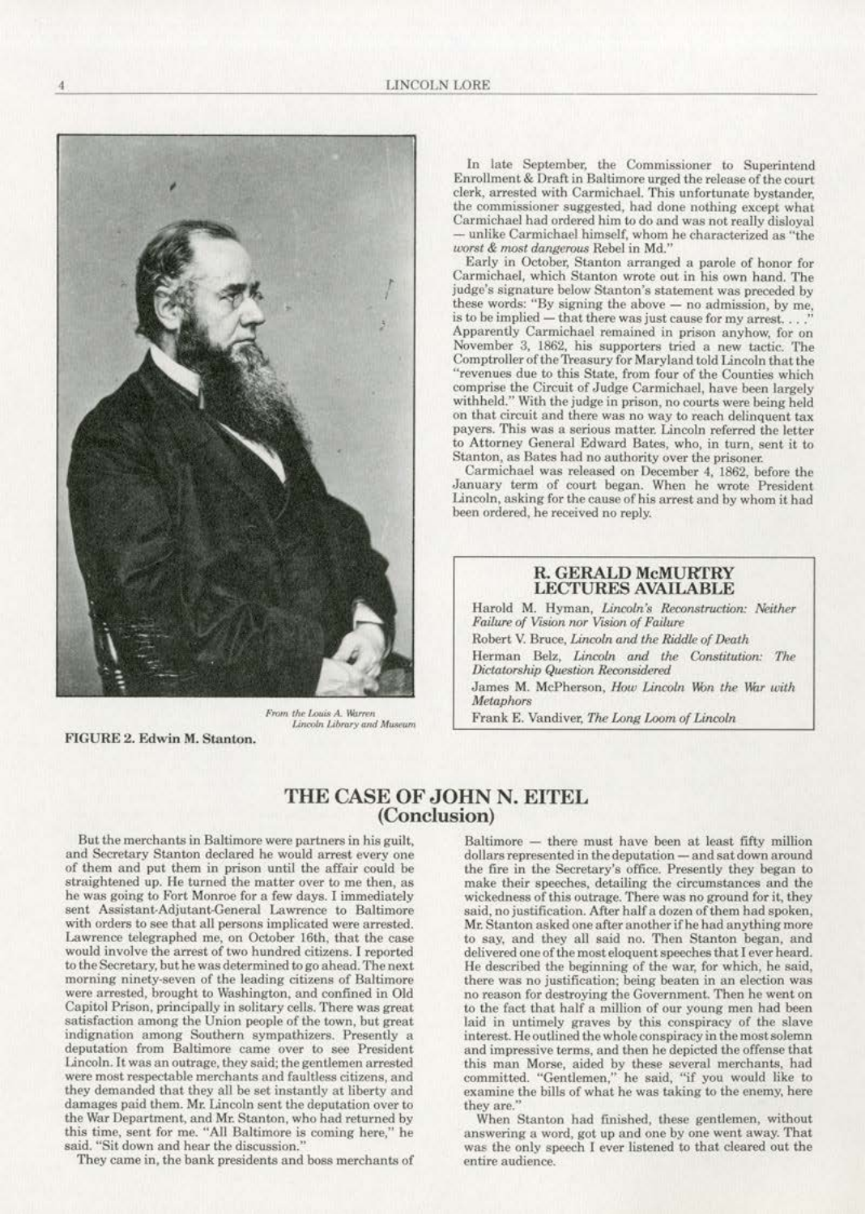From the Louis A. Warren Lincoln Library and Museum

FIGURE 2. Edwin M. Stanton.

In late September, the Commissioner to Superintend Enrollment & Draft in Baltimore urged the release of the court clerk, arrested with Carmichael. This unfortunate bystander, the commissioner suggested, had done nothing except what Carmichael had ordered him to do and was not really disloyal — unlike Carmichael himself, whom he characterized as "the *worst & most dangerous* Rebel in Md."

Early in October, Stanton arranged a parole of honor for Carmichael, which Stanton wrote out in his own hand. The judge's signature below Stanton's statement was preceded by these words: "By signing the above — no admission, by me, is to be implied — that there was just cause for my arrest. . . ." Apparently Carmichael remained in prison anyhow, for on November 3, 1862, his supporters tried a new tactic. The Comptroller of the Treasury for Maryland told Lincoln that the "revenues due to this State, from four of the Counties which comprise the Circuit of Judge Carmichael, have been largely withheld." With the judge in prison, no courts were being held on that circuit and there was no way to reach delinquent tax payers. This was a serious matter. Lincoln referred the letter to Attorney General Edward Bates, who, in turn, sent it to Stanton, as Bates had no authority over the prisoner.

Carmichael was released on December 4, 1862, before the January term of court began. When he wrote President Lincoln, asking for the cause of his arrest and by whom it had been ordered, he received no reply.

## R. GERALD McMURTRY LECTURES AVAILABLE

Harold M. Hyman, *Lincoln's Reconstruction: Neither Failure of Vision nor Vision of Failure*

Robert V. Bruce, *Lincoln and the Riddle of Death*

Herman Belz, *Lincoln and the Constitution: The Dictatorship Question Reconsidered*

James M. McPherson, *How Lincoln Won the War with Metaphors*

Frank E. Vandiver, *The Long Loom of Lincoln*

## THE CASE OF JOHN N. EITEL (Conclusion)

But the merchants in Baltimore were partners in his guilt, and Secretary Stanton declared he would arrest every one of them and put them in prison until the affair could be straightened up. He turned the matter over to me then, as he was going to Fort Monroe for a few days. I immediately sent Assistant-Adjutant-General Lawrence to Baltimore with orders to see that all persons implicated were arrested. Lawrence telegraphed me, on October 16th, that the case would involve the arrest of two hundred citizens. I reported to the Secretary, but he was determined to go ahead. The next morning ninety-seven of the leading citizens of Baltimore were arrested, brought to Washington, and confined in Old Capitol Prison, principally in solitary cells. There was great satisfaction among the Union people of the town, but great indignation among Southern sympathizers. Presently a deputation from Baltimore came over to see President Lincoln. It was an outrage, they said; the gentlemen arrested were most respectable merchants and faultless citizens, and they demanded that they all be set instantly at liberty and damages paid them. Mr. Lincoln sent the deputation over to the War Department, and Mr. Stanton, who had returned by this time, sent for me. "All Baltimore is coming here," he said. "Sit down and hear the discussion."

They came in, the bank presidents and boss merchants of Baltimore — there must have been at least fifty million dollars represented in the deputation — and sat down around the fire in the Secretary's office. Presently they began to make their speeches, detailing the circumstances and the wickedness of this outrage. There was no ground for it, they said, no justification. After half a dozen of them had spoken, Mr. Stanton asked one after another if he had anything more to say, and they all said no. Then Stanton began, and delivered one of the most eloquent speeches that I ever heard. He described the beginning of the war, for which, he said, there was no justification; being beaten in an election was no reason for destroying the Government. Then he went on to the fact that half a million of our young men had been laid in untimely graves by this conspiracy of the slave interest. He outlined the whole conspiracy in the most solemn and impressive terms, and then he depicted the offense that this man Morse, aided by these several merchants, had committed. "Gentlemen," he said, "if you would like to examine the bills of what he was taking to the enemy, here they are."

When Stanton had finished, these gentlemen, without answering a word, got up and one by one went away. That was the only speech I ever listened to that cleared out the entire audience.